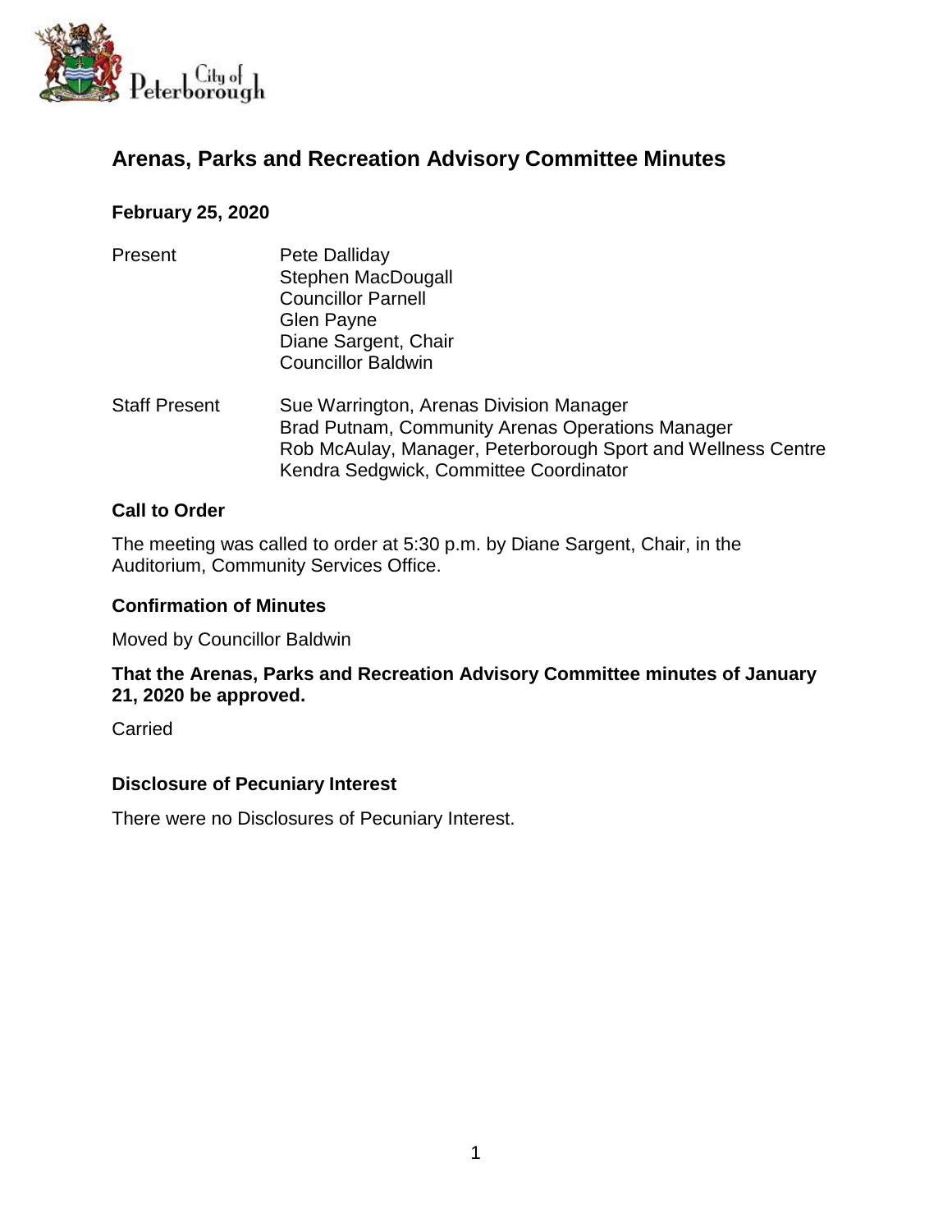# Arenas, Parks and Recreation Advisory Committee Minutes

### February 25, 2020

| | |
|---|---|
| Present | Pete Dalliday<br>Stephen MacDougall<br>Councillor Parnell<br>Glen Payne<br>Diane Sargent, Chair<br>Councillor Baldwin |
| Staff Present | Sue Warrington, Arenas Division Manager<br>Brad Putnam, Community Arenas Operations Manager<br>Rob McAulay, Manager, Peterborough Sport and Wellness Centre<br>Kendra Sedgwick, Committee Coordinator |

### Call to Order

The meeting was called to order at 5:30 p.m. by Diane Sargent, Chair, in the Auditorium, Community Services Office.

### Confirmation of Minutes

Moved by Councillor Baldwin

**That the Arenas, Parks and Recreation Advisory Committee minutes of January 21, 2020 be approved.**

Carried

### Disclosure of Pecuniary Interest

There were no Disclosures of Pecuniary Interest.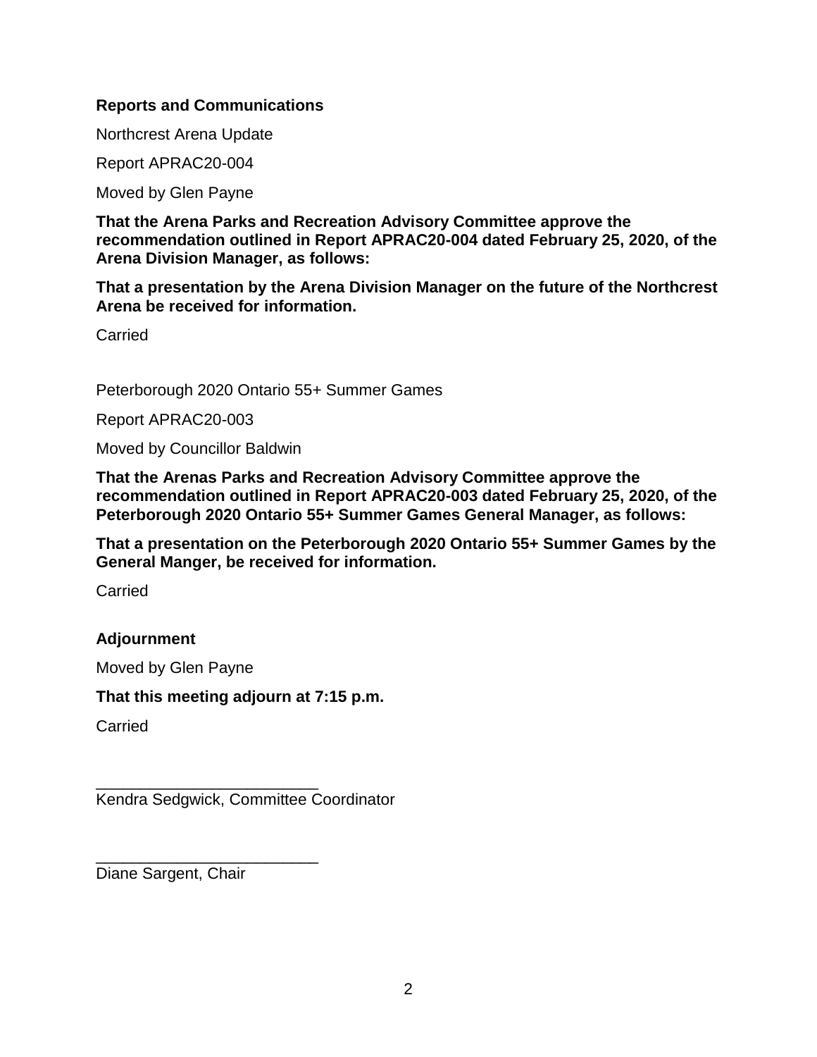**Reports and Communications**

Northcrest Arena Update

Report APRAC20-004

Moved by Glen Payne

**That the Arena Parks and Recreation Advisory Committee approve the recommendation outlined in Report APRAC20-004 dated February 25, 2020, of the Arena Division Manager, as follows:**

**That a presentation by the Arena Division Manager on the future of the Northcrest Arena be received for information.**

Carried

Peterborough 2020 Ontario 55+ Summer Games

Report APRAC20-003

Moved by Councillor Baldwin

**That the Arenas Parks and Recreation Advisory Committee approve the recommendation outlined in Report APRAC20-003 dated February 25, 2020, of the Peterborough 2020 Ontario 55+ Summer Games General Manager, as follows:**

**That a presentation on the Peterborough 2020 Ontario 55+ Summer Games by the General Manger, be received for information.**

Carried

**Adjournment**

Moved by Glen Payne

**That this meeting adjourn at 7:15 p.m.**

Carried

_________________________
Kendra Sedgwick, Committee Coordinator

_________________________
Diane Sargent, Chair